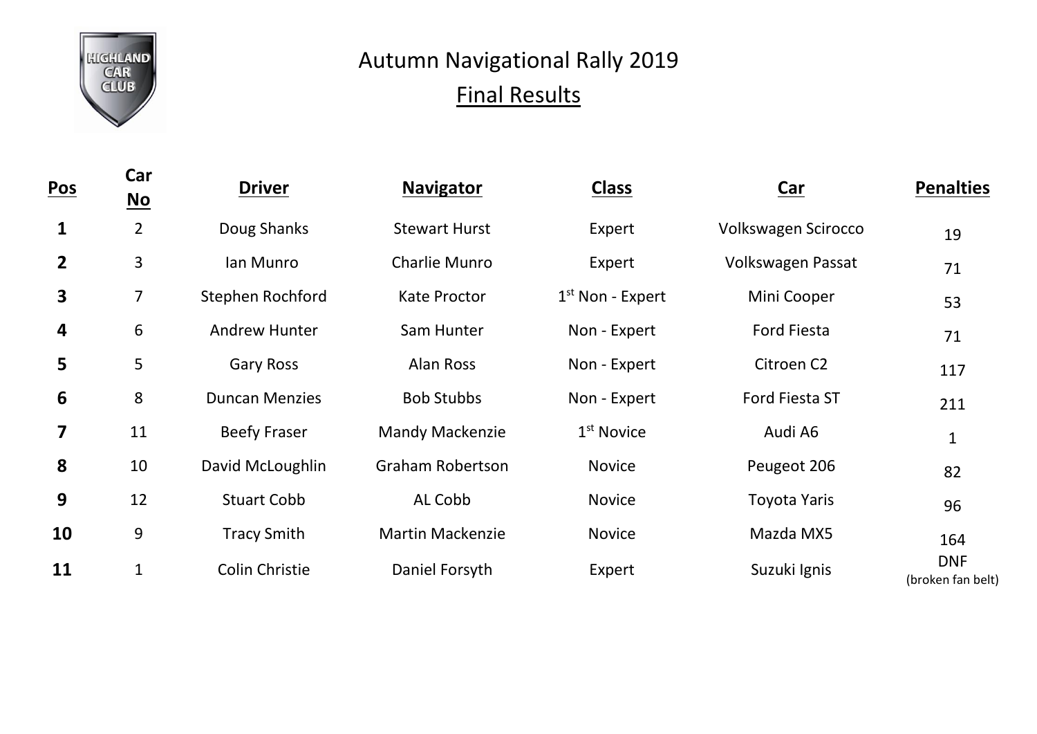HIGHLAND CAR CLUB

# Autumn Navigational Rally 2019

## Final Results

| Pos | Car No | Driver | Navigator | Class | Car | Penalties |
|---|---|---|---|---|---|---|
| **1** | 2 | Doug Shanks | Stewart Hurst | Expert | Volkswagen Scirocco | 19 |
| **2** | 3 | Ian Munro | Charlie Munro | Expert | Volkswagen Passat | 71 |
| **3** | 7 | Stephen Rochford | Kate Proctor | 1st Non - Expert | Mini Cooper | 53 |
| **4** | 6 | Andrew Hunter | Sam Hunter | Non - Expert | Ford Fiesta | 71 |
| **5** | 5 | Gary Ross | Alan Ross | Non - Expert | Citroen C2 | 117 |
| **6** | 8 | Duncan Menzies | Bob Stubbs | Non - Expert | Ford Fiesta ST | 211 |
| **7** | 11 | Beefy Fraser | Mandy Mackenzie | 1st Novice | Audi A6 | 1 |
| **8** | 10 | David McLoughlin | Graham Robertson | Novice | Peugeot 206 | 82 |
| **9** | 12 | Stuart Cobb | AL Cobb | Novice | Toyota Yaris | 96 |
| **10** | 9 | Tracy Smith | Martin Mackenzie | Novice | Mazda MX5 | 164 |
| **11** | 1 | Colin Christie | Daniel Forsyth | Expert | Suzuki Ignis | DNF (broken fan belt) |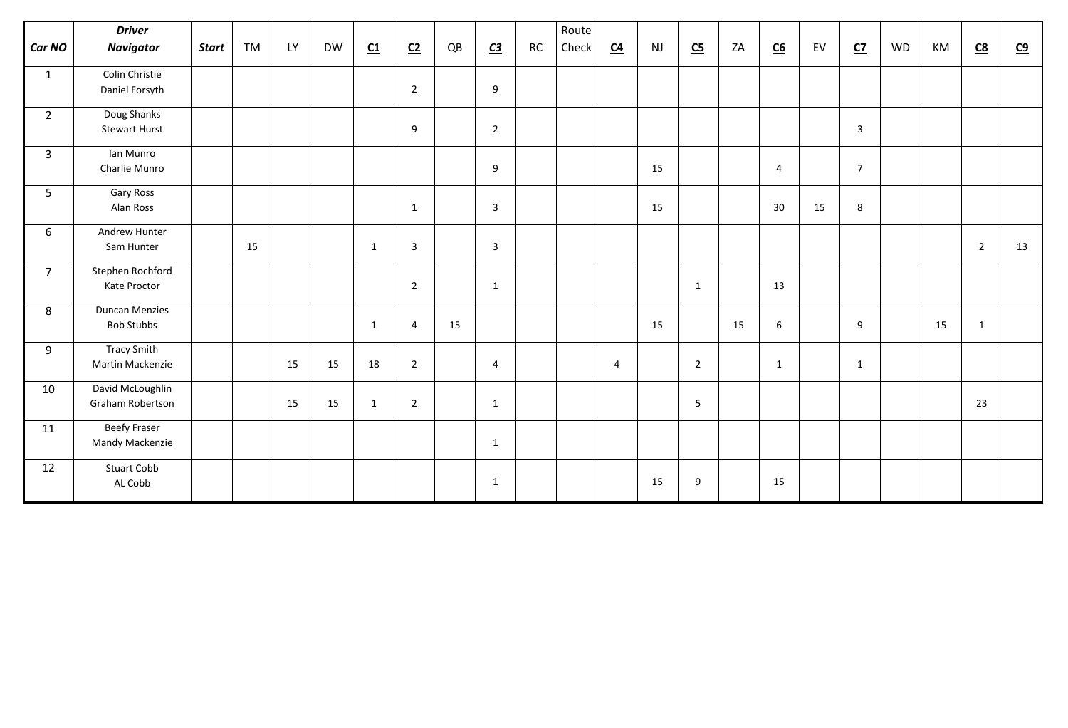| ***Car NO*** | ***Driver*** ***Navigator*** | ***Start*** | TM | LY | DW | <u>**C1**</u> | <u>**C2**</u> | QB | <u>***C3***</u> | RC | Route Check | <u>**C4**</u> | NJ | <u>**C5**</u> | ZA | <u>**C6**</u> | EV | <u>**C7**</u> | WD | KM | <u>**C8**</u> | <u>**C9**</u> |
|---|---|---|---|---|---|---|---|---|---|---|---|---|---|---|---|---|---|---|---|---|---|---|
| 1 | Colin Christie Daniel Forsyth | | | | | | 2 | | 9 | | | | | | | | | | | | | |
| 2 | Doug Shanks Stewart Hurst | | | | | | 9 | | 2 | | | | | | | | | 3 | | | | |
| 3 | Ian Munro Charlie Munro | | | | | | | | 9 | | | | 15 | | | 4 | | 7 | | | | |
| 5 | Gary Ross Alan Ross | | | | | | 1 | | 3 | | | | 15 | | | 30 | 15 | 8 | | | | |
| 6 | Andrew Hunter Sam Hunter | | 15 | | | 1 | 3 | | 3 | | | | | | | | | | | | 2 | 13 |
| 7 | Stephen Rochford Kate Proctor | | | | | | 2 | | 1 | | | | | 1 | | 13 | | | | | | |
| 8 | Duncan Menzies Bob Stubbs | | | | | 1 | 4 | 15 | | | | | 15 | | 15 | 6 | | 9 | | 15 | 1 | |
| 9 | Tracy Smith Martin Mackenzie | | | 15 | 15 | 18 | 2 | | 4 | | | 4 | | 2 | | 1 | | 1 | | | | |
| 10 | David McLoughlin Graham Robertson | | | 15 | 15 | 1 | 2 | | 1 | | | | | 5 | | | | | | | 23 | |
| 11 | Beefy Fraser Mandy Mackenzie | | | | | | | | 1 | | | | | | | | | | | | | |
| 12 | Stuart Cobb AL Cobb | | | | | | | | 1 | | | | 15 | 9 | | 15 | | | | | | |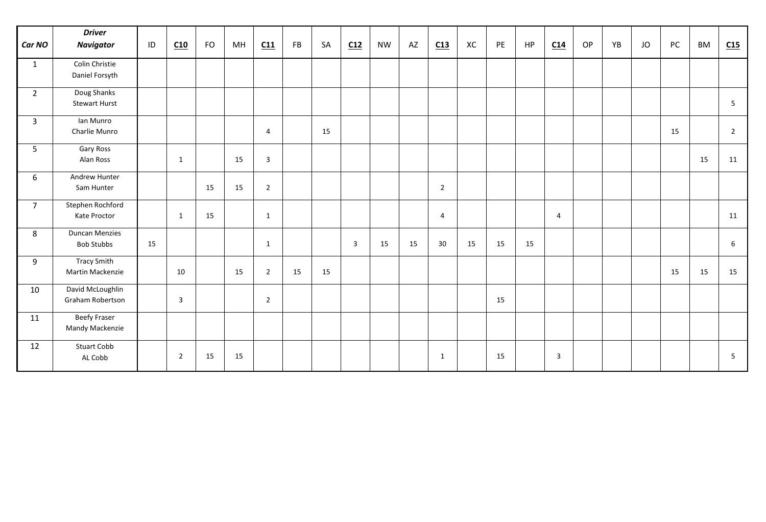| ***Car NO*** | ***Driver Navigator*** | ID | **C10** | FO | MH | **C11** | FB | SA | **C12** | NW | AZ | **C13** | XC | PE | HP | **C14** | OP | YB | JO | PC | BM | **C15** |
|---|---|---|---|---|---|---|---|---|---|---|---|---|---|---|---|---|---|---|---|---|---|---|
| 1 | Colin Christie Daniel Forsyth | | | | | | | | | | | | | | | | | | | | | |
| 2 | Doug Shanks Stewart Hurst | | | | | | | | | | | | | | | | | | | | | 5 |
| 3 | Ian Munro Charlie Munro | | | | | 4 | | 15 | | | | | | | | | | | | 15 | | 2 |
| 5 | Gary Ross Alan Ross | | 1 | | 15 | 3 | | | | | | | | | | | | | | | 15 | 11 |
| 6 | Andrew Hunter Sam Hunter | | | 15 | 15 | 2 | | | | | | 2 | | | | | | | | | | |
| 7 | Stephen Rochford Kate Proctor | | 1 | 15 | | 1 | | | | | | 4 | | | | 4 | | | | | | 11 |
| 8 | Duncan Menzies Bob Stubbs | 15 | | | | 1 | | | 3 | 15 | 15 | 30 | 15 | 15 | 15 | | | | | | | 6 |
| 9 | Tracy Smith Martin Mackenzie | | 10 | | 15 | 2 | 15 | 15 | | | | | | | | | | | | 15 | 15 | 15 |
| 10 | David McLoughlin Graham Robertson | | 3 | | | 2 | | | | | | | | 15 | | | | | | | | |
| 11 | Beefy Fraser Mandy Mackenzie | | | | | | | | | | | | | | | | | | | | | |
| 12 | Stuart Cobb AL Cobb | | 2 | 15 | 15 | | | | | | | 1 | | 15 | | 3 | | | | | | 5 |